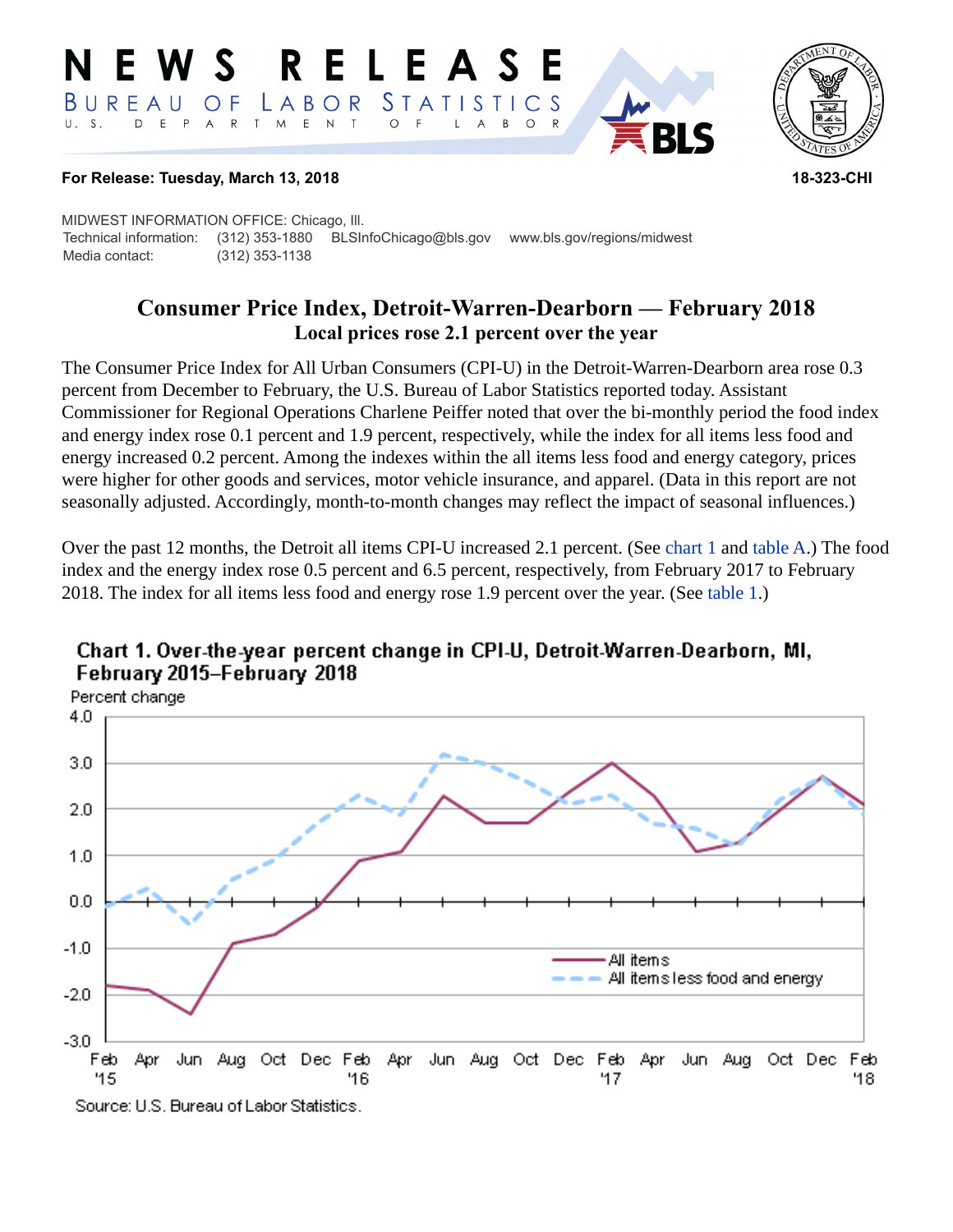# NEWS RELEASE

BUREAU OF LABOR STATISTICS
U. S. DEPARTMENT OF LABOR

**For Release: Tuesday, March 13, 2018** **18-323-CHI**

MIDWEST INFORMATION OFFICE: Chicago, Ill.
Technical information: (312) 353-1880 BLSInfoChicago@bls.gov www.bls.gov/regions/midwest
Media contact: (312) 353-1138

## Consumer Price Index, Detroit-Warren-Dearborn — February 2018

### Local prices rose 2.1 percent over the year

The Consumer Price Index for All Urban Consumers (CPI-U) in the Detroit-Warren-Dearborn area rose 0.3 percent from December to February, the U.S. Bureau of Labor Statistics reported today. Assistant Commissioner for Regional Operations Charlene Peiffer noted that over the bi-monthly period the food index and energy index rose 0.1 percent and 1.9 percent, respectively, while the index for all items less food and energy increased 0.2 percent. Among the indexes within the all items less food and energy category, prices were higher for other goods and services, motor vehicle insurance, and apparel. (Data in this report are not seasonally adjusted. Accordingly, month-to-month changes may reflect the impact of seasonal influences.)

Over the past 12 months, the Detroit all items CPI-U increased 2.1 percent. (See chart 1 and table A.) The food index and the energy index rose 0.5 percent and 6.5 percent, respectively, from February 2017 to February 2018. The index for all items less food and energy rose 1.9 percent over the year. (See table 1.)

**Chart 1. Over-the-year percent change in CPI-U, Detroit-Warren-Dearborn, MI, February 2015–February 2018**

Source: U.S. Bureau of Labor Statistics.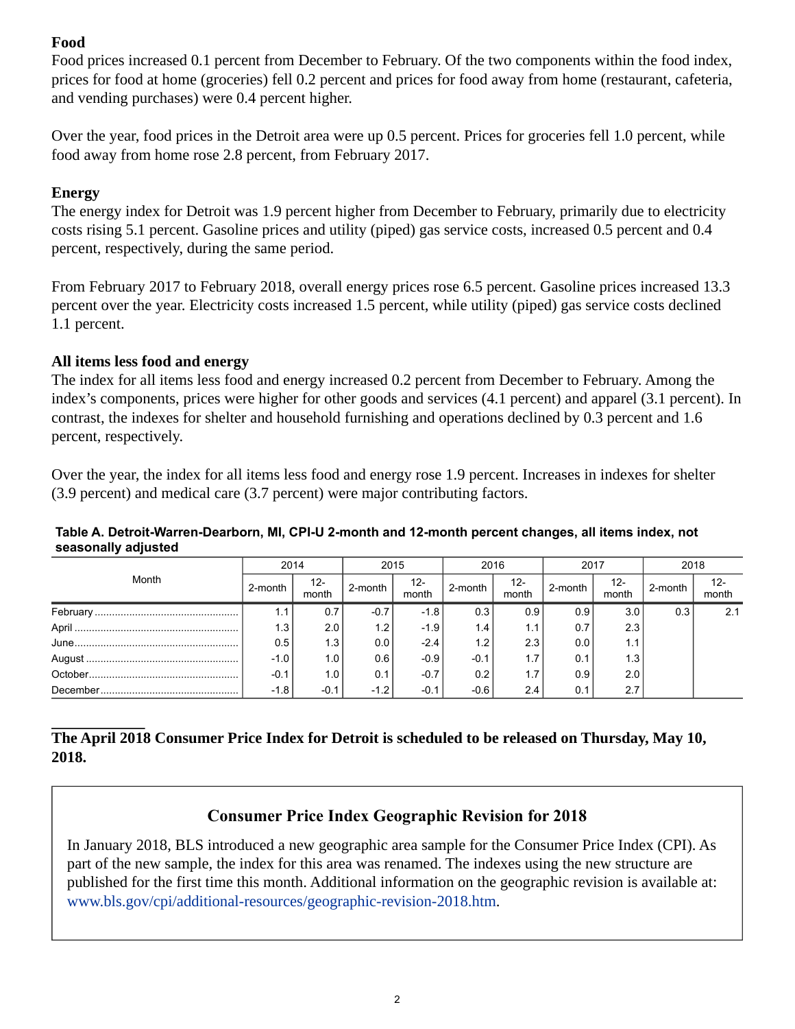### Food

Food prices increased 0.1 percent from December to February. Of the two components within the food index, prices for food at home (groceries) fell 0.2 percent and prices for food away from home (restaurant, cafeteria, and vending purchases) were 0.4 percent higher.

Over the year, food prices in the Detroit area were up 0.5 percent. Prices for groceries fell 1.0 percent, while food away from home rose 2.8 percent, from February 2017.

### Energy

The energy index for Detroit was 1.9 percent higher from December to February, primarily due to electricity costs rising 5.1 percent. Gasoline prices and utility (piped) gas service costs, increased 0.5 percent and 0.4 percent, respectively, during the same period.

From February 2017 to February 2018, overall energy prices rose 6.5 percent. Gasoline prices increased 13.3 percent over the year. Electricity costs increased 1.5 percent, while utility (piped) gas service costs declined 1.1 percent.

### All items less food and energy

The index for all items less food and energy increased 0.2 percent from December to February. Among the index's components, prices were higher for other goods and services (4.1 percent) and apparel (3.1 percent). In contrast, the indexes for shelter and household furnishing and operations declined by 0.3 percent and 1.6 percent, respectively.

Over the year, the index for all items less food and energy rose 1.9 percent. Increases in indexes for shelter (3.9 percent) and medical care (3.7 percent) were major contributing factors.

**Table A. Detroit-Warren-Dearborn, MI, CPI-U 2-month and 12-month percent changes, all items index, not seasonally adjusted**

| Month | 2014 | | 2015 | | 2016 | | 2017 | | 2018 | |
|---|---|---|---|---|---|---|---|---|---|---|
| | 2-month | 12-month | 2-month | 12-month | 2-month | 12-month | 2-month | 12-month | 2-month | 12-month |
| February | 1.1 | 0.7 | -0.7 | -1.8 | 0.3 | 0.9 | 0.9 | 3.0 | 0.3 | 2.1 |
| April | 1.3 | 2.0 | 1.2 | -1.9 | 1.4 | 1.1 | 0.7 | 2.3 | | |
| June | 0.5 | 1.3 | 0.0 | -2.4 | 1.2 | 2.3 | 0.0 | 1.1 | | |
| August | -1.0 | 1.0 | 0.6 | -0.9 | -0.1 | 1.7 | 0.1 | 1.3 | | |
| October | -0.1 | 1.0 | 0.1 | -0.7 | 0.2 | 1.7 | 0.9 | 2.0 | | |
| December | -1.8 | -0.1 | -1.2 | -0.1 | -0.6 | 2.4 | 0.1 | 2.7 | | |

**The April 2018 Consumer Price Index for Detroit is scheduled to be released on Thursday, May 10, 2018.**

### Consumer Price Index Geographic Revision for 2018

In January 2018, BLS introduced a new geographic area sample for the Consumer Price Index (CPI). As part of the new sample, the index for this area was renamed. The indexes using the new structure are published for the first time this month. Additional information on the geographic revision is available at: www.bls.gov/cpi/additional-resources/geographic-revision-2018.htm.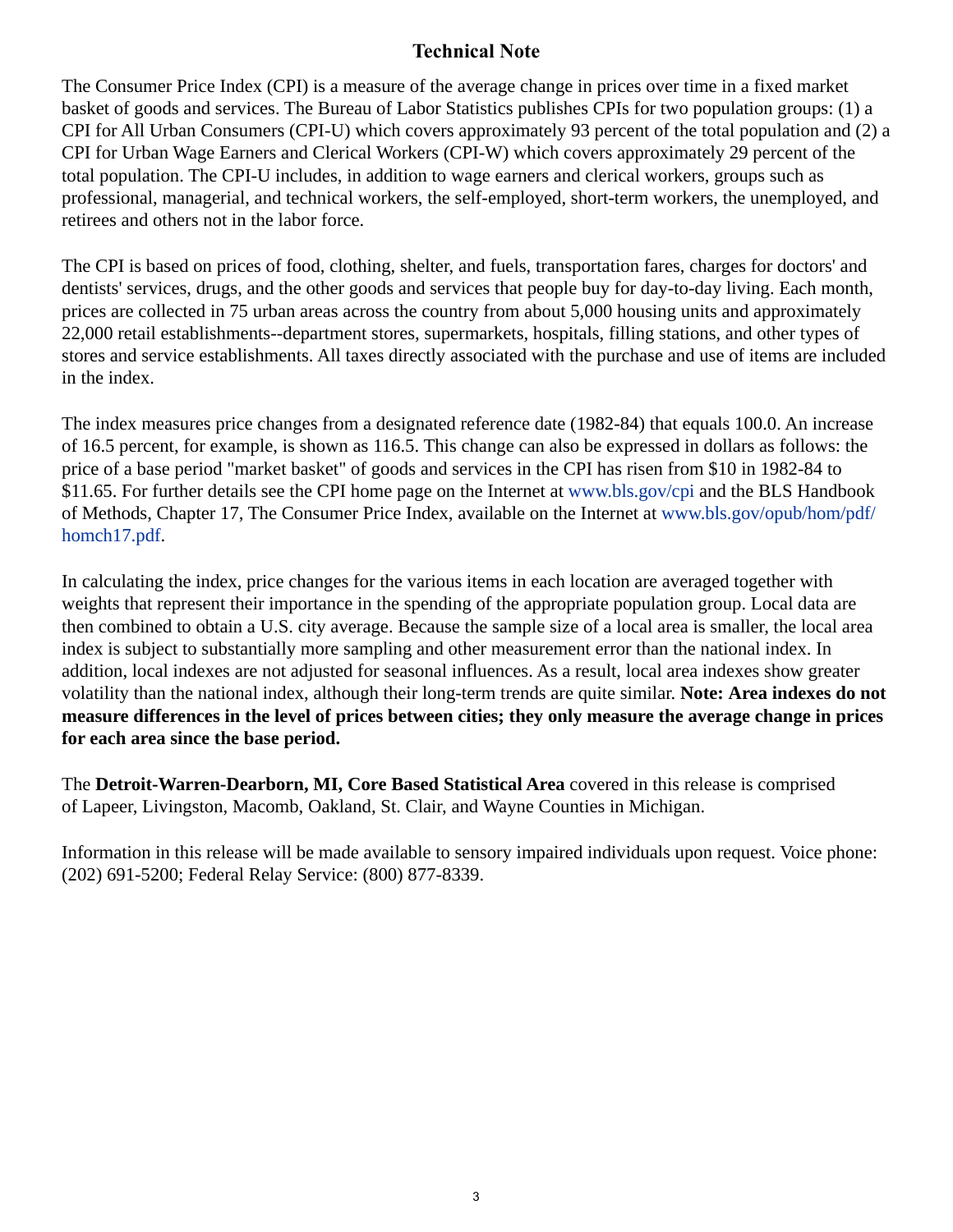# Technical Note

The Consumer Price Index (CPI) is a measure of the average change in prices over time in a fixed market basket of goods and services. The Bureau of Labor Statistics publishes CPIs for two population groups: (1) a CPI for All Urban Consumers (CPI-U) which covers approximately 93 percent of the total population and (2) a CPI for Urban Wage Earners and Clerical Workers (CPI-W) which covers approximately 29 percent of the total population. The CPI-U includes, in addition to wage earners and clerical workers, groups such as professional, managerial, and technical workers, the self-employed, short-term workers, the unemployed, and retirees and others not in the labor force.

The CPI is based on prices of food, clothing, shelter, and fuels, transportation fares, charges for doctors' and dentists' services, drugs, and the other goods and services that people buy for day-to-day living. Each month, prices are collected in 75 urban areas across the country from about 5,000 housing units and approximately 22,000 retail establishments--department stores, supermarkets, hospitals, filling stations, and other types of stores and service establishments. All taxes directly associated with the purchase and use of items are included in the index.

The index measures price changes from a designated reference date (1982-84) that equals 100.0. An increase of 16.5 percent, for example, is shown as 116.5. This change can also be expressed in dollars as follows: the price of a base period "market basket" of goods and services in the CPI has risen from $10 in 1982-84 to $11.65. For further details see the CPI home page on the Internet at www.bls.gov/cpi and the BLS Handbook of Methods, Chapter 17, The Consumer Price Index, available on the Internet at www.bls.gov/opub/hom/pdf/homch17.pdf.

In calculating the index, price changes for the various items in each location are averaged together with weights that represent their importance in the spending of the appropriate population group. Local data are then combined to obtain a U.S. city average. Because the sample size of a local area is smaller, the local area index is subject to substantially more sampling and other measurement error than the national index. In addition, local indexes are not adjusted for seasonal influences. As a result, local area indexes show greater volatility than the national index, although their long-term trends are quite similar. **Note: Area indexes do not measure differences in the level of prices between cities; they only measure the average change in prices for each area since the base period.**

The **Detroit-Warren-Dearborn, MI, Core Based Statistical Area** covered in this release is comprised of Lapeer, Livingston, Macomb, Oakland, St. Clair, and Wayne Counties in Michigan.

Information in this release will be made available to sensory impaired individuals upon request. Voice phone: (202) 691-5200; Federal Relay Service: (800) 877-8339.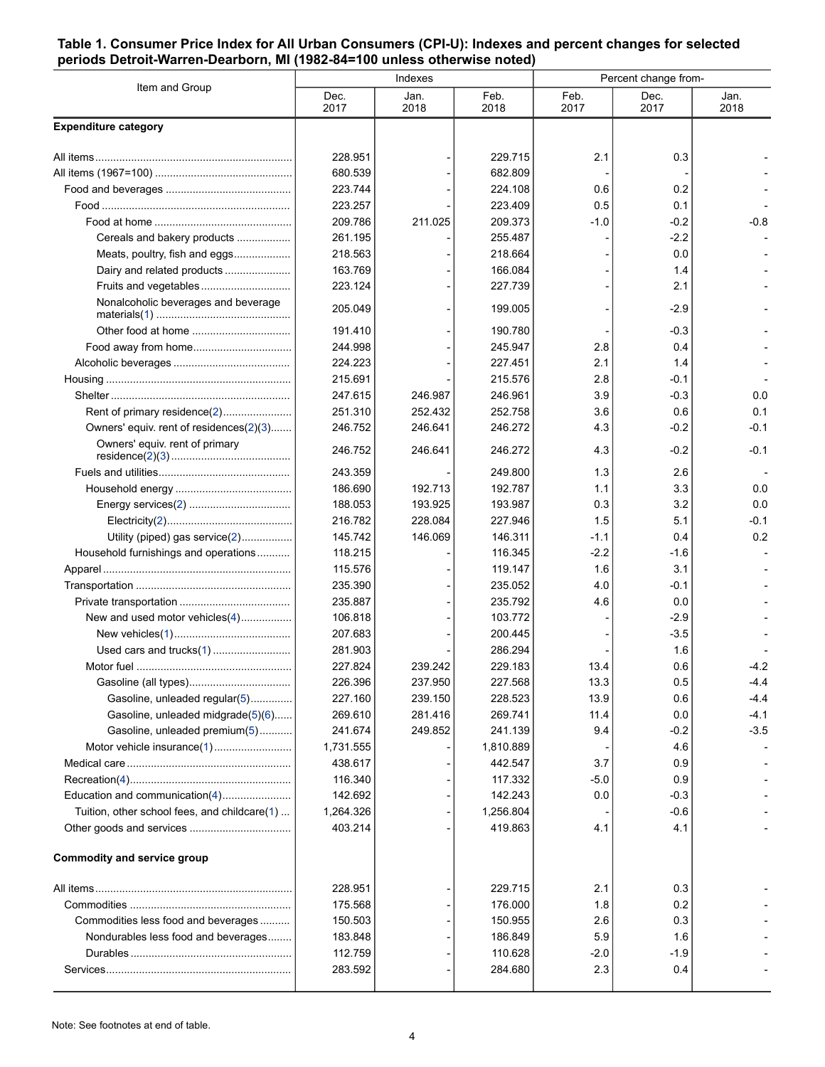**Table 1. Consumer Price Index for All Urban Consumers (CPI-U): Indexes and percent changes for selected periods Detroit-Warren-Dearborn, MI (1982-84=100 unless otherwise noted)**

| Item and Group | Indexes | | | Percent change from- | | |
|---|---|---|---|---|---|---|
| | Dec. 2017 | Jan. 2018 | Feb. 2018 | Feb. 2017 | Dec. 2017 | Jan. 2018 |
| **Expenditure category** | | | | | | |
| All items | 228.951 | - | 229.715 | 2.1 | 0.3 | - |
| All items (1967=100) | 680.539 | - | 682.809 | - | - | - |
| Food and beverages | 223.744 | - | 224.108 | 0.6 | 0.2 | - |
| Food | 223.257 | - | 223.409 | 0.5 | 0.1 | - |
| Food at home | 209.786 | 211.025 | 209.373 | -1.0 | -0.2 | -0.8 |
| Cereals and bakery products | 261.195 | - | 255.487 | - | -2.2 | - |
| Meats, poultry, fish and eggs | 218.563 | - | 218.664 | - | 0.0 | - |
| Dairy and related products | 163.769 | - | 166.084 | - | 1.4 | - |
| Fruits and vegetables | 223.124 | - | 227.739 | - | 2.1 | - |
| Nonalcoholic beverages and beverage materials(1) | 205.049 | - | 199.005 | - | -2.9 | - |
| Other food at home | 191.410 | - | 190.780 | - | -0.3 | - |
| Food away from home | 244.998 | - | 245.947 | 2.8 | 0.4 | - |
| Alcoholic beverages | 224.223 | - | 227.451 | 2.1 | 1.4 | - |
| Housing | 215.691 | - | 215.576 | 2.8 | -0.1 | - |
| Shelter | 247.615 | 246.987 | 246.961 | 3.9 | -0.3 | 0.0 |
| Rent of primary residence(2) | 251.310 | 252.432 | 252.758 | 3.6 | 0.6 | 0.1 |
| Owners' equiv. rent of residences(2)(3) | 246.752 | 246.641 | 246.272 | 4.3 | -0.2 | -0.1 |
| Owners' equiv. rent of primary residence(2)(3) | 246.752 | 246.641 | 246.272 | 4.3 | -0.2 | -0.1 |
| Fuels and utilities | 243.359 | - | 249.800 | 1.3 | 2.6 | - |
| Household energy | 186.690 | 192.713 | 192.787 | 1.1 | 3.3 | 0.0 |
| Energy services(2) | 188.053 | 193.925 | 193.987 | 0.3 | 3.2 | 0.0 |
| Electricity(2) | 216.782 | 228.084 | 227.946 | 1.5 | 5.1 | -0.1 |
| Utility (piped) gas service(2) | 145.742 | 146.069 | 146.311 | -1.1 | 0.4 | 0.2 |
| Household furnishings and operations | 118.215 | - | 116.345 | -2.2 | -1.6 | - |
| Apparel | 115.576 | - | 119.147 | 1.6 | 3.1 | - |
| Transportation | 235.390 | - | 235.052 | 4.0 | -0.1 | - |
| Private transportation | 235.887 | - | 235.792 | 4.6 | 0.0 | - |
| New and used motor vehicles(4) | 106.818 | - | 103.772 | - | -2.9 | - |
| New vehicles(1) | 207.683 | - | 200.445 | - | -3.5 | - |
| Used cars and trucks(1) | 281.903 | - | 286.294 | - | 1.6 | - |
| Motor fuel | 227.824 | 239.242 | 229.183 | 13.4 | 0.6 | -4.2 |
| Gasoline (all types) | 226.396 | 237.950 | 227.568 | 13.3 | 0.5 | -4.4 |
| Gasoline, unleaded regular(5) | 227.160 | 239.150 | 228.523 | 13.9 | 0.6 | -4.4 |
| Gasoline, unleaded midgrade(5)(6) | 269.610 | 281.416 | 269.741 | 11.4 | 0.0 | -4.1 |
| Gasoline, unleaded premium(5) | 241.674 | 249.852 | 241.139 | 9.4 | -0.2 | -3.5 |
| Motor vehicle insurance(1) | 1,731.555 | - | 1,810.889 | - | 4.6 | - |
| Medical care | 438.617 | - | 442.547 | 3.7 | 0.9 | - |
| Recreation(4) | 116.340 | - | 117.332 | -5.0 | 0.9 | - |
| Education and communication(4) | 142.692 | - | 142.243 | 0.0 | -0.3 | - |
| Tuition, other school fees, and childcare(1) | 1,264.326 | - | 1,256.804 | - | -0.6 | - |
| Other goods and services | 403.214 | - | 419.863 | 4.1 | 4.1 | - |
| **Commodity and service group** | | | | | | |
| All items | 228.951 | - | 229.715 | 2.1 | 0.3 | - |
| Commodities | 175.568 | - | 176.000 | 1.8 | 0.2 | - |
| Commodities less food and beverages | 150.503 | - | 150.955 | 2.6 | 0.3 | - |
| Nondurables less food and beverages | 183.848 | - | 186.849 | 5.9 | 1.6 | - |
| Durables | 112.759 | - | 110.628 | -2.0 | -1.9 | - |
| Services | 283.592 | - | 284.680 | 2.3 | 0.4 | - |

Note: See footnotes at end of table.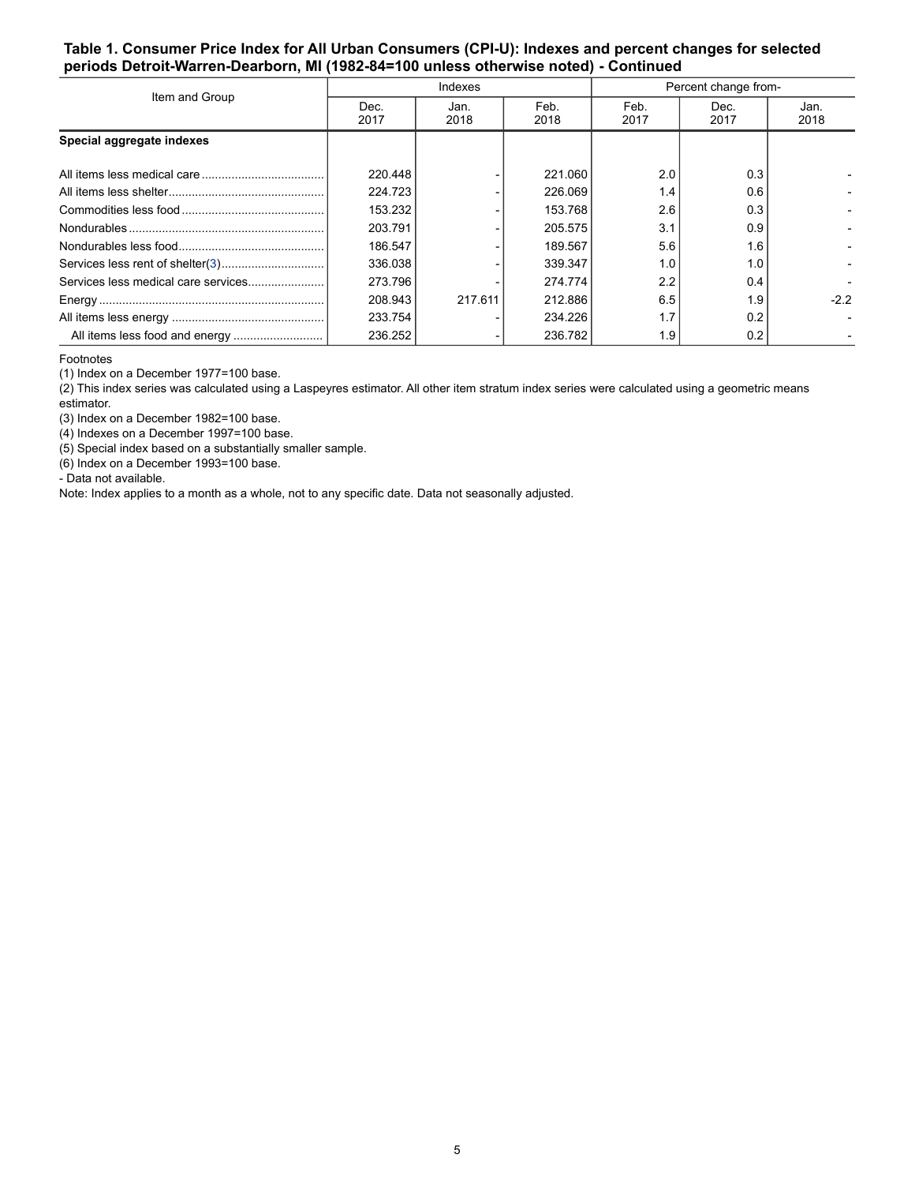**Table 1. Consumer Price Index for All Urban Consumers (CPI-U): Indexes and percent changes for selected periods Detroit-Warren-Dearborn, MI (1982-84=100 unless otherwise noted) - Continued**

| Item and Group | Indexes | | | Percent change from- | | |
|---|---|---|---|---|---|---|
| | Dec. 2017 | Jan. 2018 | Feb. 2018 | Feb. 2017 | Dec. 2017 | Jan. 2018 |
| **Special aggregate indexes** | | | | | | |
| All items less medical care | 220.448 | - | 221.060 | 2.0 | 0.3 | - |
| All items less shelter | 224.723 | - | 226.069 | 1.4 | 0.6 | - |
| Commodities less food | 153.232 | - | 153.768 | 2.6 | 0.3 | - |
| Nondurables | 203.791 | - | 205.575 | 3.1 | 0.9 | - |
| Nondurables less food | 186.547 | - | 189.567 | 5.6 | 1.6 | - |
| Services less rent of shelter(3) | 336.038 | - | 339.347 | 1.0 | 1.0 | - |
| Services less medical care services | 273.796 | - | 274.774 | 2.2 | 0.4 | - |
| Energy | 208.943 | 217.611 | 212.886 | 6.5 | 1.9 | -2.2 |
| All items less energy | 233.754 | - | 234.226 | 1.7 | 0.2 | - |
| All items less food and energy | 236.252 | - | 236.782 | 1.9 | 0.2 | - |

Footnotes

(1) Index on a December 1977=100 base.

(2) This index series was calculated using a Laspeyres estimator. All other item stratum index series were calculated using a geometric means estimator.

(3) Index on a December 1982=100 base.

(4) Indexes on a December 1997=100 base.

(5) Special index based on a substantially smaller sample.

(6) Index on a December 1993=100 base.

- Data not available.

Note: Index applies to a month as a whole, not to any specific date. Data not seasonally adjusted.